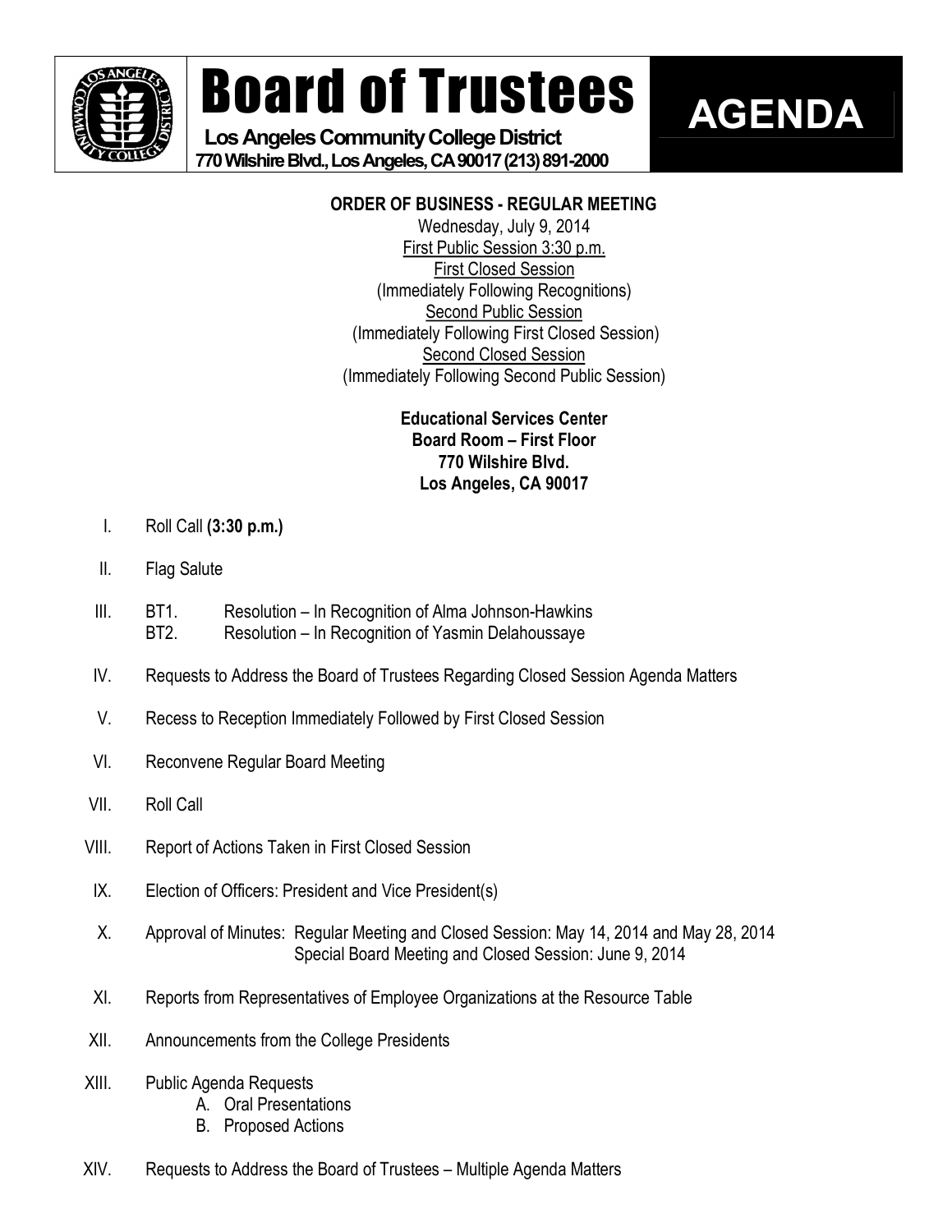# Board of Trustees

**Los Angeles Community College District**
**770 Wilshire Blvd., Los Angeles, CA 90017 (213) 891-2000**

# AGENDA

**ORDER OF BUSINESS - REGULAR MEETING**
Wednesday, July 9, 2014
First Public Session 3:30 p.m.
First Closed Session
(Immediately Following Recognitions)
Second Public Session
(Immediately Following First Closed Session)
Second Closed Session
(Immediately Following Second Public Session)

**Educational Services Center**
**Board Room – First Floor**
**770 Wilshire Blvd.**
**Los Angeles, CA 90017**

I. Roll Call **(3:30 p.m.)**

II. Flag Salute

III. BT1. Resolution – In Recognition of Alma Johnson-Hawkins
BT2. Resolution – In Recognition of Yasmin Delahoussaye

IV. Requests to Address the Board of Trustees Regarding Closed Session Agenda Matters

V. Recess to Reception Immediately Followed by First Closed Session

VI. Reconvene Regular Board Meeting

VII. Roll Call

VIII. Report of Actions Taken in First Closed Session

IX. Election of Officers: President and Vice President(s)

X. Approval of Minutes: Regular Meeting and Closed Session: May 14, 2014 and May 28, 2014
Special Board Meeting and Closed Session: June 9, 2014

XI. Reports from Representatives of Employee Organizations at the Resource Table

XII. Announcements from the College Presidents

XIII. Public Agenda Requests
A. Oral Presentations
B. Proposed Actions

XIV. Requests to Address the Board of Trustees – Multiple Agenda Matters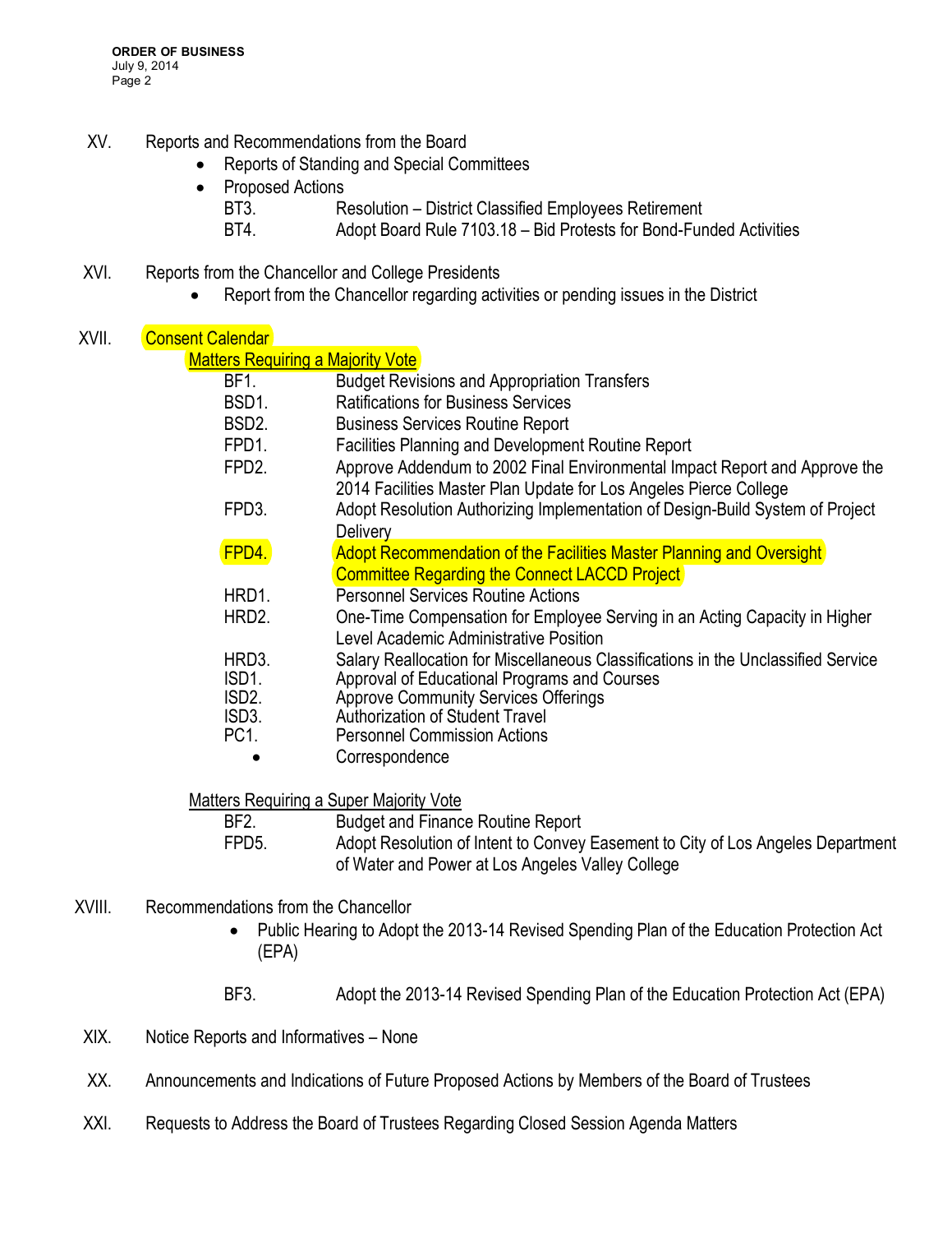XV. Reports and Recommendations from the Board

- Reports of Standing and Special Committees
- Proposed Actions

  BT3. Resolution – District Classified Employees Retirement

  BT4. Adopt Board Rule 7103.18 – Bid Protests for Bond-Funded Activities

XVI. Reports from the Chancellor and College Presidents

- Report from the Chancellor regarding activities or pending issues in the District

XVII. Consent Calendar

Matters Requiring a Majority Vote

BF1. Budget Revisions and Appropriation Transfers

BSD1. Ratifications for Business Services

BSD2. Business Services Routine Report

FPD1. Facilities Planning and Development Routine Report

FPD2. Approve Addendum to 2002 Final Environmental Impact Report and Approve the 2014 Facilities Master Plan Update for Los Angeles Pierce College

FPD3. Adopt Resolution Authorizing Implementation of Design-Build System of Project Delivery

FPD4. Adopt Recommendation of the Facilities Master Planning and Oversight Committee Regarding the Connect LACCD Project

HRD1. Personnel Services Routine Actions

HRD2. One-Time Compensation for Employee Serving in an Acting Capacity in Higher Level Academic Administrative Position

HRD3. Salary Reallocation for Miscellaneous Classifications in the Unclassified Service

ISD1. Approval of Educational Programs and Courses

ISD2. Approve Community Services Offerings

ISD3. Authorization of Student Travel

PC1. Personnel Commission Actions

- Correspondence

Matters Requiring a Super Majority Vote

BF2. Budget and Finance Routine Report

FPD5. Adopt Resolution of Intent to Convey Easement to City of Los Angeles Department of Water and Power at Los Angeles Valley College

XVIII. Recommendations from the Chancellor

- Public Hearing to Adopt the 2013-14 Revised Spending Plan of the Education Protection Act (EPA)

BF3. Adopt the 2013-14 Revised Spending Plan of the Education Protection Act (EPA)

XIX. Notice Reports and Informatives – None

XX. Announcements and Indications of Future Proposed Actions by Members of the Board of Trustees

XXI. Requests to Address the Board of Trustees Regarding Closed Session Agenda Matters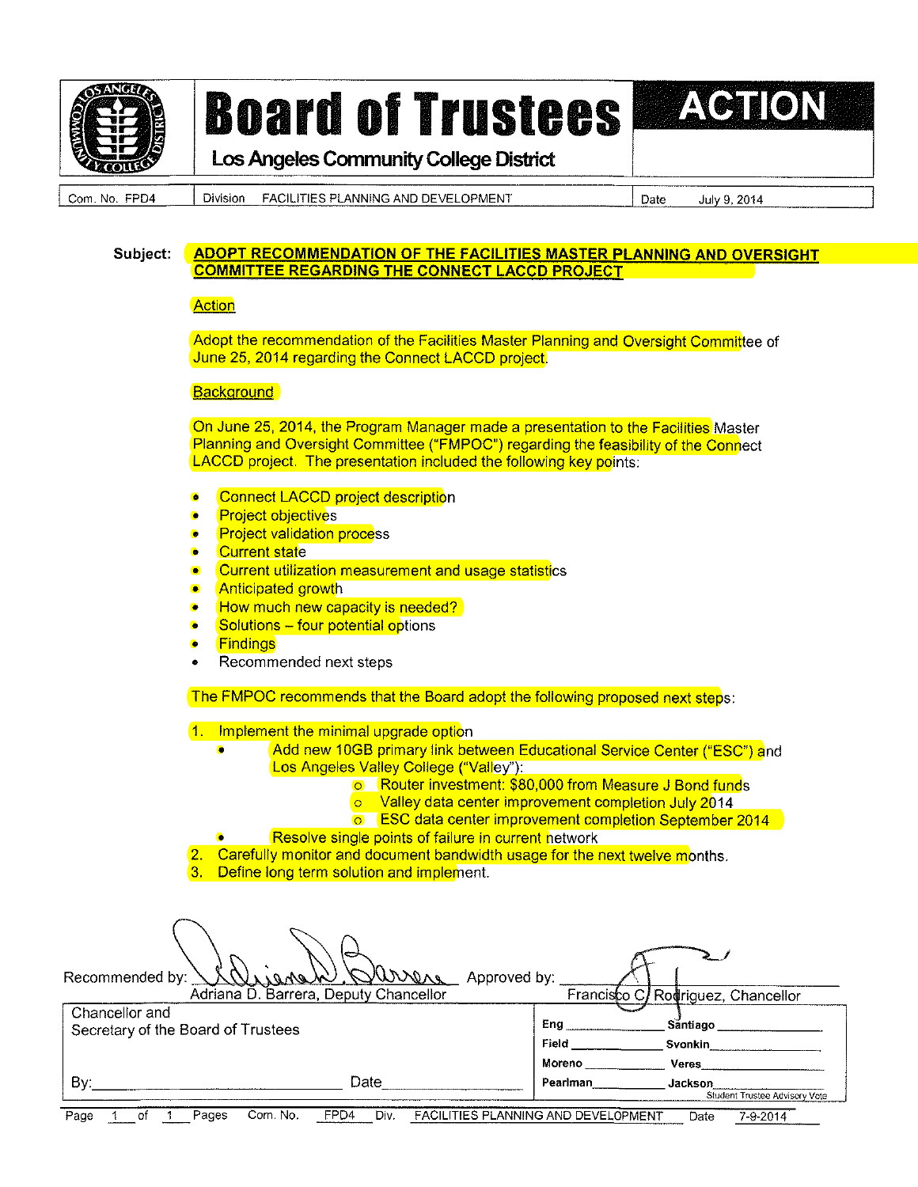# Board of Trustees

## Los Angeles Community College District

**ACTION**

| Com. No. FPD4 | Division FACILITIES PLANNING AND DEVELOPMENT | Date July 9, 2014 |
|---|---|---|

**Subject:** ADOPT RECOMMENDATION OF THE FACILITIES MASTER PLANNING AND OVERSIGHT COMMITTEE REGARDING THE CONNECT LACCD PROJECT

Action

Adopt the recommendation of the Facilities Master Planning and Oversight Committee of June 25, 2014 regarding the Connect LACCD project.

Background

On June 25, 2014, the Program Manager made a presentation to the Facilities Master Planning and Oversight Committee ("FMPOC") regarding the feasibility of the Connect LACCD project. The presentation included the following key points:

- Connect LACCD project description
- Project objectives
- Project validation process
- Current state
- Current utilization measurement and usage statistics
- Anticipated growth
- How much new capacity is needed?
- Solutions – four potential options
- Findings
- Recommended next steps

The FMPOC recommends that the Board adopt the following proposed next steps:

1. Implement the minimal upgrade option
   - Add new 10GB primary link between Educational Service Center ("ESC") and Los Angeles Valley College ("Valley"):
     - Router investment: $80,000 from Measure J Bond funds
     - Valley data center improvement completion July 2014
     - ESC data center improvement completion September 2014
   - Resolve single points of failure in current network
2. Carefully monitor and document bandwidth usage for the next twelve months.
3. Define long term solution and implement.

Recommended by: Adriana D. Barrera, Deputy Chancellor

Approved by: Francisco C. Rodriguez, Chancellor

Chancellor and Secretary of the Board of Trustees

By: ______________________ Date ______________

| | |
|---|---|
| Eng ________ | Santiago ________ |
| Field ________ | Svonkin ________ |
| Moreno ________ | Veres ________ |
| Pearlman ________ | Jackson ________ |

Student Trustee Advisory Vote

Page 1 of 1 Pages Com. No. FPD4 Div. FACILITIES PLANNING AND DEVELOPMENT Date 7-9-2014